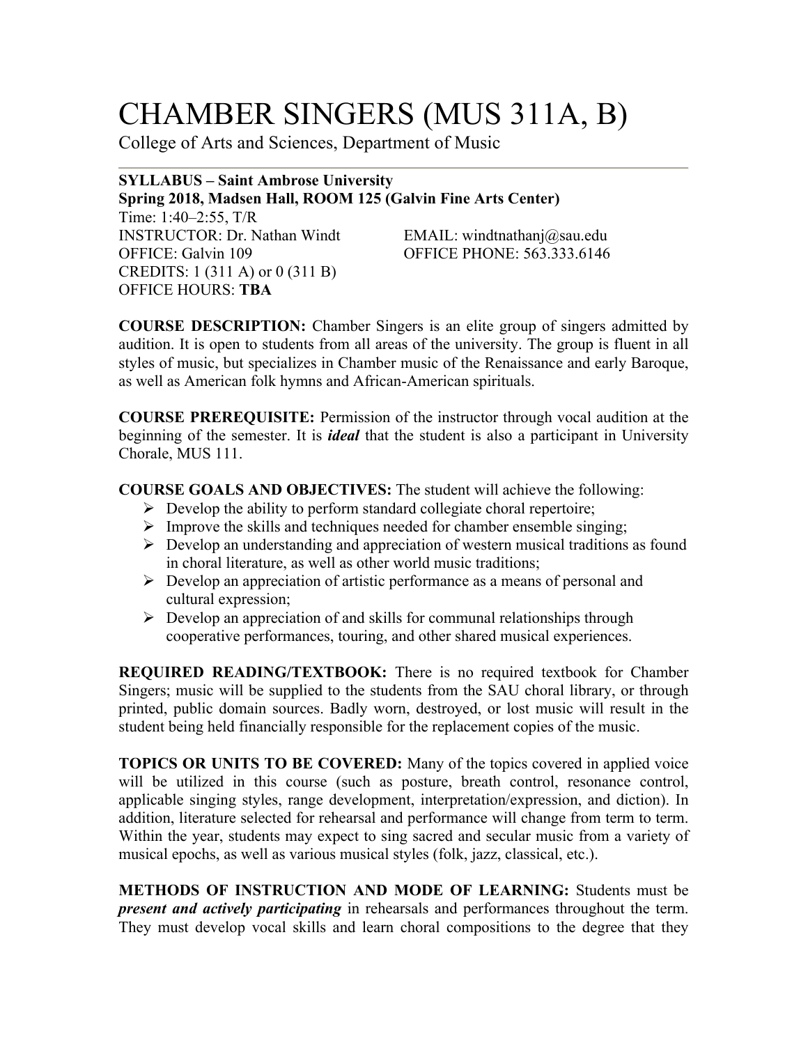# CHAMBER SINGERS (MUS 311A, B)

College of Arts and Sciences, Department of Music

---

**SYLLABUS – Saint Ambrose University**
**Spring 2018, Madsen Hall, ROOM 125 (Galvin Fine Arts Center)**
Time: 1:40–2:55, T/R
INSTRUCTOR: Dr. Nathan Windt
EMAIL: windtnathanj@sau.edu
OFFICE: Galvin 109
OFFICE PHONE: 563.333.6146
CREDITS: 1 (311 A) or 0 (311 B)
OFFICE HOURS: **TBA**

**COURSE DESCRIPTION:** Chamber Singers is an elite group of singers admitted by audition. It is open to students from all areas of the university. The group is fluent in all styles of music, but specializes in Chamber music of the Renaissance and early Baroque, as well as American folk hymns and African-American spirituals.

**COURSE PREREQUISITE:** Permission of the instructor through vocal audition at the beginning of the semester. It is ***ideal*** that the student is also a participant in University Chorale, MUS 111.

**COURSE GOALS AND OBJECTIVES:** The student will achieve the following:

- Develop the ability to perform standard collegiate choral repertoire;
- Improve the skills and techniques needed for chamber ensemble singing;
- Develop an understanding and appreciation of western musical traditions as found in choral literature, as well as other world music traditions;
- Develop an appreciation of artistic performance as a means of personal and cultural expression;
- Develop an appreciation of and skills for communal relationships through cooperative performances, touring, and other shared musical experiences.

**REQUIRED READING/TEXTBOOK:** There is no required textbook for Chamber Singers; music will be supplied to the students from the SAU choral library, or through printed, public domain sources. Badly worn, destroyed, or lost music will result in the student being held financially responsible for the replacement copies of the music.

**TOPICS OR UNITS TO BE COVERED:** Many of the topics covered in applied voice will be utilized in this course (such as posture, breath control, resonance control, applicable singing styles, range development, interpretation/expression, and diction). In addition, literature selected for rehearsal and performance will change from term to term. Within the year, students may expect to sing sacred and secular music from a variety of musical epochs, as well as various musical styles (folk, jazz, classical, etc.).

**METHODS OF INSTRUCTION AND MODE OF LEARNING:** Students must be ***present and actively participating*** in rehearsals and performances throughout the term. They must develop vocal skills and learn choral compositions to the degree that they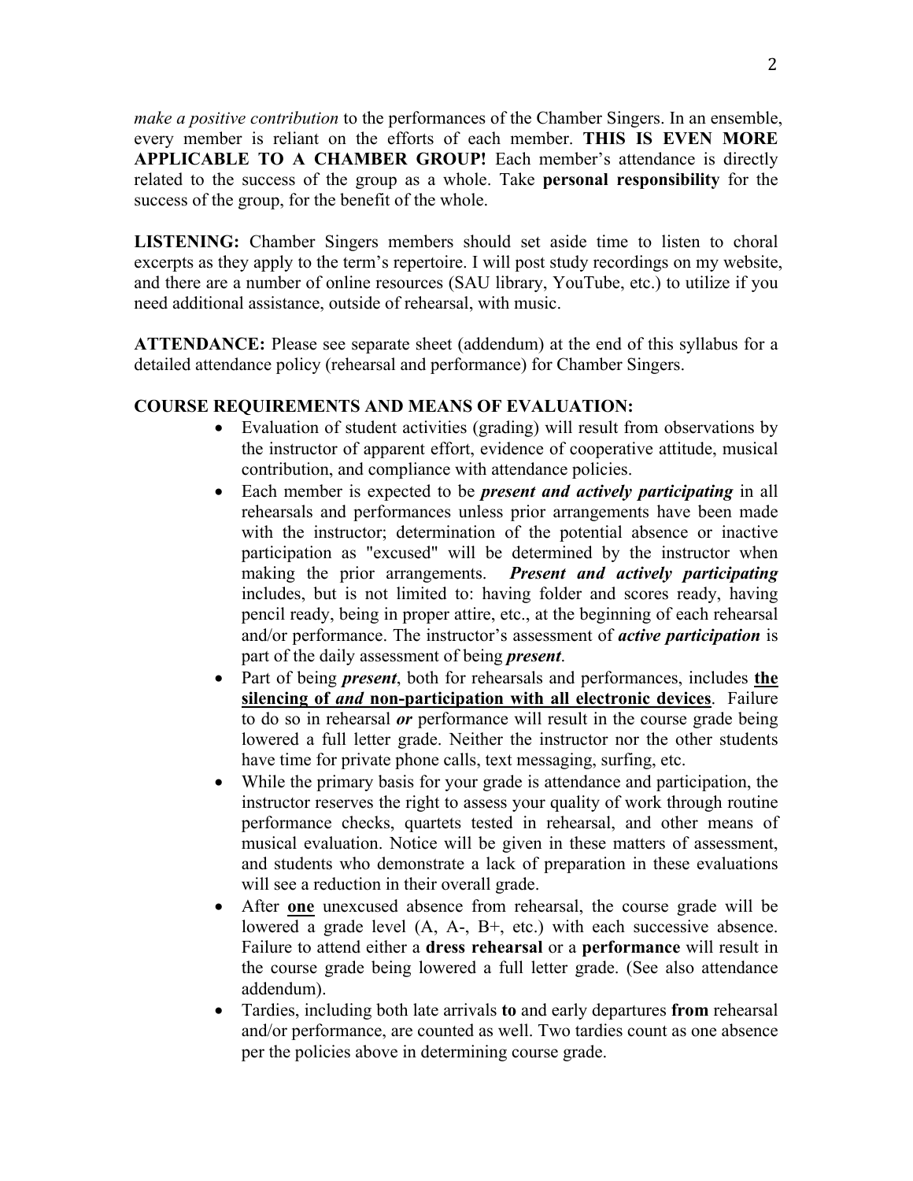*make a positive contribution* to the performances of the Chamber Singers. In an ensemble, every member is reliant on the efforts of each member. **THIS IS EVEN MORE APPLICABLE TO A CHAMBER GROUP!** Each member's attendance is directly related to the success of the group as a whole. Take **personal responsibility** for the success of the group, for the benefit of the whole.

**LISTENING:** Chamber Singers members should set aside time to listen to choral excerpts as they apply to the term's repertoire. I will post study recordings on my website, and there are a number of online resources (SAU library, YouTube, etc.) to utilize if you need additional assistance, outside of rehearsal, with music.

**ATTENDANCE:** Please see separate sheet (addendum) at the end of this syllabus for a detailed attendance policy (rehearsal and performance) for Chamber Singers.

**COURSE REQUIREMENTS AND MEANS OF EVALUATION:**

- Evaluation of student activities (grading) will result from observations by the instructor of apparent effort, evidence of cooperative attitude, musical contribution, and compliance with attendance policies.
- Each member is expected to be ***present and actively participating*** in all rehearsals and performances unless prior arrangements have been made with the instructor; determination of the potential absence or inactive participation as "excused" will be determined by the instructor when making the prior arrangements. ***Present and actively participating*** includes, but is not limited to: having folder and scores ready, having pencil ready, being in proper attire, etc., at the beginning of each rehearsal and/or performance. The instructor's assessment of ***active participation*** is part of the daily assessment of being ***present***.
- Part of being ***present***, both for rehearsals and performances, includes <u>**the silencing of *and* non-participation with all electronic devices**</u>. Failure to do so in rehearsal ***or*** performance will result in the course grade being lowered a full letter grade. Neither the instructor nor the other students have time for private phone calls, text messaging, surfing, etc.
- While the primary basis for your grade is attendance and participation, the instructor reserves the right to assess your quality of work through routine performance checks, quartets tested in rehearsal, and other means of musical evaluation. Notice will be given in these matters of assessment, and students who demonstrate a lack of preparation in these evaluations will see a reduction in their overall grade.
- After <u>**one**</u> unexcused absence from rehearsal, the course grade will be lowered a grade level (A, A-, B+, etc.) with each successive absence. Failure to attend either a **dress rehearsal** or a **performance** will result in the course grade being lowered a full letter grade. (See also attendance addendum).
- Tardies, including both late arrivals **to** and early departures **from** rehearsal and/or performance, are counted as well. Two tardies count as one absence per the policies above in determining course grade.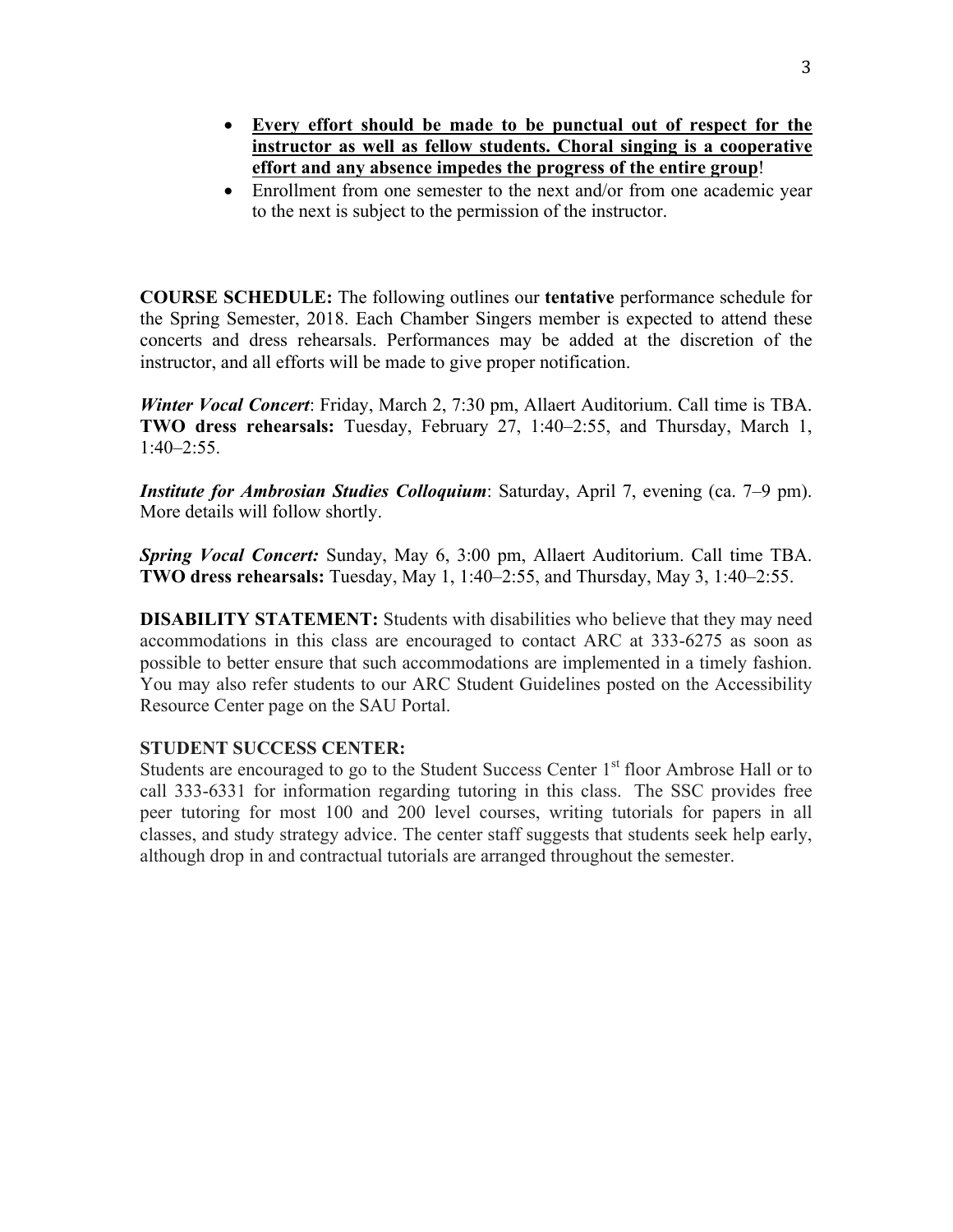- **<u>Every effort should be made to be punctual out of respect for the instructor as well as fellow students. Choral singing is a cooperative effort and any absence impedes the progress of the entire group</u>**!
- Enrollment from one semester to the next and/or from one academic year to the next is subject to the permission of the instructor.

**COURSE SCHEDULE:** The following outlines our **tentative** performance schedule for the Spring Semester, 2018. Each Chamber Singers member is expected to attend these concerts and dress rehearsals. Performances may be added at the discretion of the instructor, and all efforts will be made to give proper notification.

***Winter Vocal Concert***: Friday, March 2, 7:30 pm, Allaert Auditorium. Call time is TBA. **TWO dress rehearsals:** Tuesday, February 27, 1:40–2:55, and Thursday, March 1, 1:40–2:55.

***Institute for Ambrosian Studies Colloquium***: Saturday, April 7, evening (ca. 7–9 pm). More details will follow shortly.

***Spring Vocal Concert:*** Sunday, May 6, 3:00 pm, Allaert Auditorium. Call time TBA. **TWO dress rehearsals:** Tuesday, May 1, 1:40–2:55, and Thursday, May 3, 1:40–2:55.

**DISABILITY STATEMENT:** Students with disabilities who believe that they may need accommodations in this class are encouraged to contact ARC at 333-6275 as soon as possible to better ensure that such accommodations are implemented in a timely fashion. You may also refer students to our ARC Student Guidelines posted on the Accessibility Resource Center page on the SAU Portal.

**STUDENT SUCCESS CENTER:**
Students are encouraged to go to the Student Success Center 1st floor Ambrose Hall or to call 333-6331 for information regarding tutoring in this class. The SSC provides free peer tutoring for most 100 and 200 level courses, writing tutorials for papers in all classes, and study strategy advice. The center staff suggests that students seek help early, although drop in and contractual tutorials are arranged throughout the semester.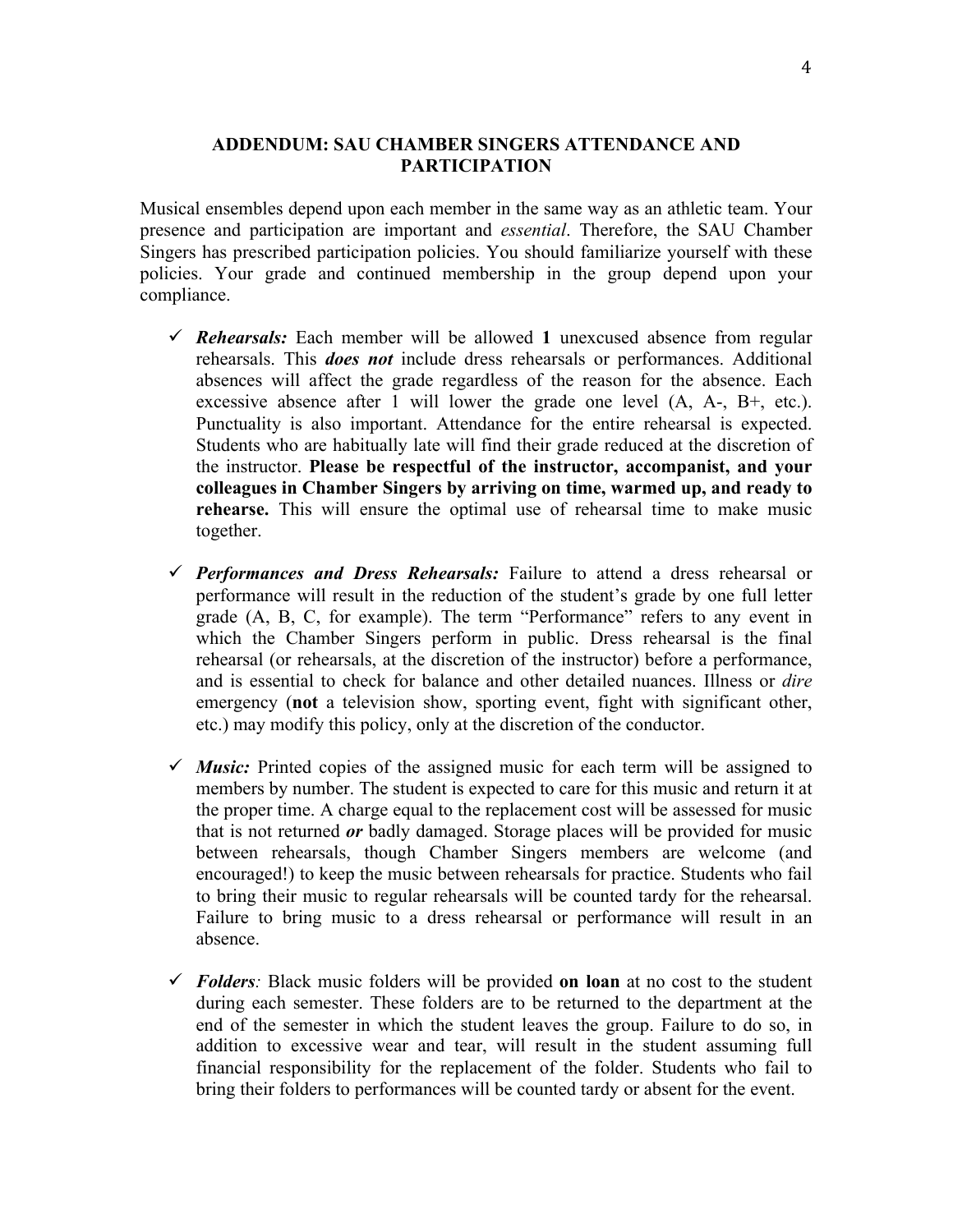## ADDENDUM: SAU CHAMBER SINGERS ATTENDANCE AND PARTICIPATION

Musical ensembles depend upon each member in the same way as an athletic team. Your presence and participation are important and *essential*. Therefore, the SAU Chamber Singers has prescribed participation policies. You should familiarize yourself with these policies. Your grade and continued membership in the group depend upon your compliance.

- ✓ ***Rehearsals:*** Each member will be allowed **1** unexcused absence from regular rehearsals. This ***does not*** include dress rehearsals or performances. Additional absences will affect the grade regardless of the reason for the absence. Each excessive absence after 1 will lower the grade one level (A, A-, B+, etc.). Punctuality is also important. Attendance for the entire rehearsal is expected. Students who are habitually late will find their grade reduced at the discretion of the instructor. **Please be respectful of the instructor, accompanist, and your colleagues in Chamber Singers by arriving on time, warmed up, and ready to rehearse.** This will ensure the optimal use of rehearsal time to make music together.

- ✓ ***Performances and Dress Rehearsals:*** Failure to attend a dress rehearsal or performance will result in the reduction of the student's grade by one full letter grade (A, B, C, for example). The term "Performance" refers to any event in which the Chamber Singers perform in public. Dress rehearsal is the final rehearsal (or rehearsals, at the discretion of the instructor) before a performance, and is essential to check for balance and other detailed nuances. Illness or *dire* emergency (**not** a television show, sporting event, fight with significant other, etc.) may modify this policy, only at the discretion of the conductor.

- ✓ ***Music:*** Printed copies of the assigned music for each term will be assigned to members by number. The student is expected to care for this music and return it at the proper time. A charge equal to the replacement cost will be assessed for music that is not returned ***or*** badly damaged. Storage places will be provided for music between rehearsals, though Chamber Singers members are welcome (and encouraged!) to keep the music between rehearsals for practice. Students who fail to bring their music to regular rehearsals will be counted tardy for the rehearsal. Failure to bring music to a dress rehearsal or performance will result in an absence.

- ✓ ***Folders****:* Black music folders will be provided **on loan** at no cost to the student during each semester. These folders are to be returned to the department at the end of the semester in which the student leaves the group. Failure to do so, in addition to excessive wear and tear, will result in the student assuming full financial responsibility for the replacement of the folder. Students who fail to bring their folders to performances will be counted tardy or absent for the event.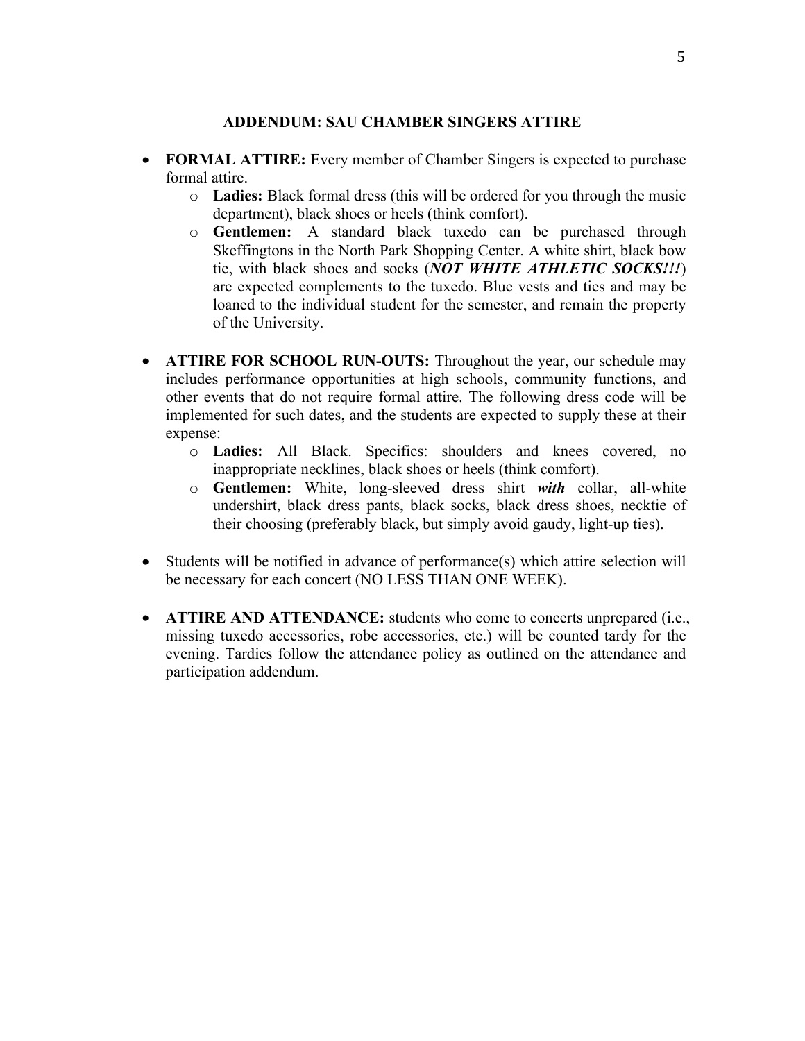**ADDENDUM: SAU CHAMBER SINGERS ATTIRE**

- **FORMAL ATTIRE:** Every member of Chamber Singers is expected to purchase formal attire.
  - **Ladies:** Black formal dress (this will be ordered for you through the music department), black shoes or heels (think comfort).
  - **Gentlemen:** A standard black tuxedo can be purchased through Skeffingtons in the North Park Shopping Center. A white shirt, black bow tie, with black shoes and socks (***NOT WHITE ATHLETIC SOCKS!!!***) are expected complements to the tuxedo. Blue vests and ties and may be loaned to the individual student for the semester, and remain the property of the University.

- **ATTIRE FOR SCHOOL RUN-OUTS:** Throughout the year, our schedule may includes performance opportunities at high schools, community functions, and other events that do not require formal attire. The following dress code will be implemented for such dates, and the students are expected to supply these at their expense:
  - **Ladies:** All Black. Specifics: shoulders and knees covered, no inappropriate necklines, black shoes or heels (think comfort).
  - **Gentlemen:** White, long-sleeved dress shirt ***with*** collar, all-white undershirt, black dress pants, black socks, black dress shoes, necktie of their choosing (preferably black, but simply avoid gaudy, light-up ties).

- Students will be notified in advance of performance(s) which attire selection will be necessary for each concert (NO LESS THAN ONE WEEK).

- **ATTIRE AND ATTENDANCE:** students who come to concerts unprepared (i.e., missing tuxedo accessories, robe accessories, etc.) will be counted tardy for the evening. Tardies follow the attendance policy as outlined on the attendance and participation addendum.